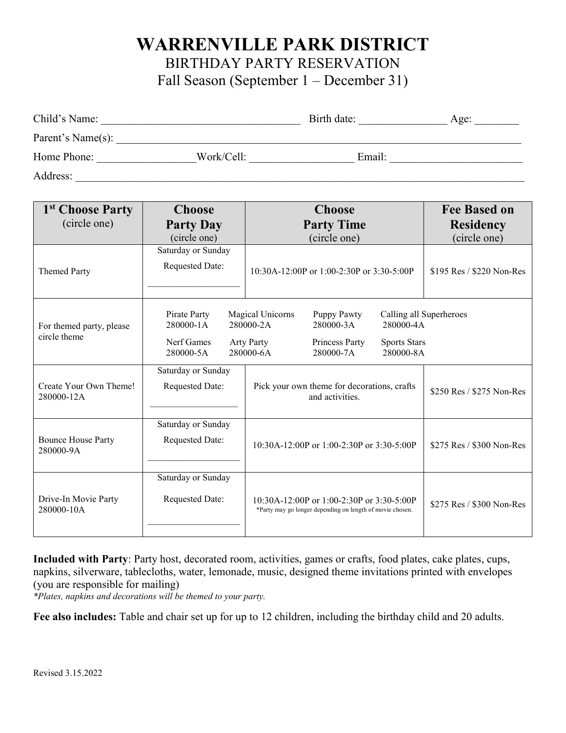# WARRENVILLE PARK DISTRICT

## BIRTHDAY PARTY RESERVATION

## Fall Season (September 1 – December 31)

Child's Name: ___________________________________ Birth date: _______________ Age: ________

Parent's Name(s): ___________________________________________________________________________

Home Phone: _________________Work/Cell: __________________ Email: ________________________

Address: ____________________________________________________________________________________

| **1st Choose Party** (circle one) | **Choose Party Day** (circle one) | **Choose Party Time** (circle one) | **Fee Based on Residency** (circle one) |
|---|---|---|---|
| Themed Party | Saturday or Sunday<br>Requested Date:<br>___________________ | 10:30A-12:00P or 1:00-2:30P or 3:30-5:00P | $195 Res / $220 Non-Res |
| For themed party, please circle theme | Pirate Party 280000-1A<br>Nerf Games 280000-5A | Magical Unicorns 280000-2A<br>Arty Party 280000-6A<br>Puppy Pawty 280000-3A<br>Princess Party 280000-7A | Calling all Superheroes 280000-4A<br>Sports Stars 280000-8A |
| Create Your Own Theme!<br>280000-12A | Saturday or Sunday<br>Requested Date:<br>___________________ | Pick your own theme for decorations, crafts and activities. | $250 Res / $275 Non-Res |
| Bounce House Party<br>280000-9A | Saturday or Sunday<br>Requested Date:<br>___________________ | 10:30A-12:00P or 1:00-2:30P or 3:30-5:00P | $275 Res / $300 Non-Res |
| Drive-In Movie Party<br>280000-10A | Saturday or Sunday<br>Requested Date:<br>___________________ | 10:30A-12:00P or 1:00-2:30P or 3:30-5:00P<br>*Party may go longer depending on length of movie chosen. | $275 Res / $300 Non-Res |

**Included with Party**: Party host, decorated room, activities, games or crafts, food plates, cake plates, cups, napkins, silverware, tablecloths, water, lemonade, music, designed theme invitations printed with envelopes (you are responsible for mailing)

*\*Plates, napkins and decorations will be themed to your party.*

**Fee also includes:** Table and chair set up for up to 12 children, including the birthday child and 20 adults.

Revised 3.15.2022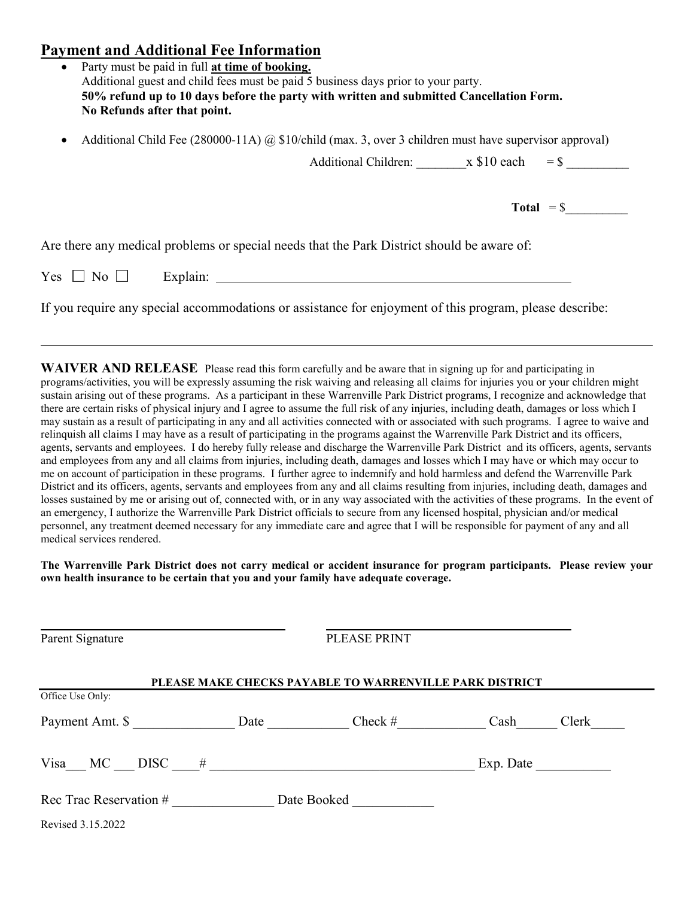## Payment and Additional Fee Information

- Party must be paid in full **at time of booking.**
  Additional guest and child fees must be paid 5 business days prior to your party.
  **50% refund up to 10 days before the party with written and submitted Cancellation Form.**
  **No Refunds after that point.**

- Additional Child Fee (280000-11A) @ $10/child (max. 3, over 3 children must have supervisor approval)

Additional Children: ________x $10 each = $ __________

**Total** = $__________

Are there any medical problems or special needs that the Park District should be aware of:

Yes ☐ No ☐ Explain: ________________________________________________

If you require any special accommodations or assistance for enjoyment of this program, please describe:

______________________________________________________________________

**WAIVER AND RELEASE** Please read this form carefully and be aware that in signing up for and participating in programs/activities, you will be expressly assuming the risk waiving and releasing all claims for injuries you or your children might sustain arising out of these programs. As a participant in these Warrenville Park District programs, I recognize and acknowledge that there are certain risks of physical injury and I agree to assume the full risk of any injuries, including death, damages or loss which I may sustain as a result of participating in any and all activities connected with or associated with such programs. I agree to waive and relinquish all claims I may have as a result of participating in the programs against the Warrenville Park District and its officers, agents, servants and employees. I do hereby fully release and discharge the Warrenville Park District and its officers, agents, servants and employees from any and all claims from injuries, including death, damages and losses which I may have or which may occur to me on account of participation in these programs. I further agree to indemnify and hold harmless and defend the Warrenville Park District and its officers, agents, servants and employees from any and all claims resulting from injuries, including death, damages and losses sustained by me or arising out of, connected with, or in any way associated with the activities of these programs. In the event of an emergency, I authorize the Warrenville Park District officials to secure from any licensed hospital, physician and/or medical personnel, any treatment deemed necessary for any immediate care and agree that I will be responsible for payment of any and all medical services rendered.

**The Warrenville Park District does not carry medical or accident insurance for program participants. Please review your own health insurance to be certain that you and your family have adequate coverage.**

______________________________ ______________________________

Parent Signature PLEASE PRINT

**PLEASE MAKE CHECKS PAYABLE TO WARRENVILLE PARK DISTRICT**

Office Use Only:

Payment Amt. $ _______________ Date ____________ Check #_____________ Cash______ Clerk_____

Visa___ MC ___ DISC ____# ________________________________________ Exp. Date ___________

Rec Trac Reservation # _______________ Date Booked ____________

Revised 3.15.2022